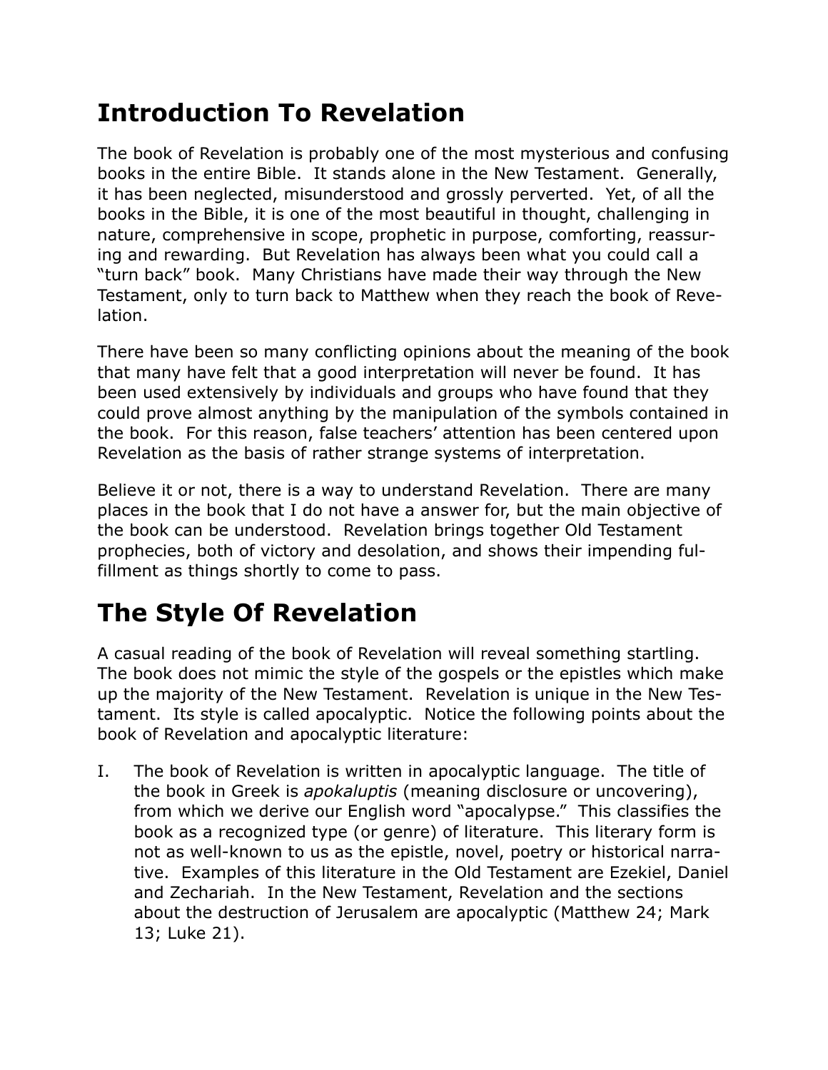# Introduction To Revelation

The book of Revelation is probably one of the most mysterious and confusing books in the entire Bible. It stands alone in the New Testament. Generally, it has been neglected, misunderstood and grossly perverted. Yet, of all the books in the Bible, it is one of the most beautiful in thought, challenging in nature, comprehensive in scope, prophetic in purpose, comforting, reassuring and rewarding. But Revelation has always been what you could call a "turn back" book. Many Christians have made their way through the New Testament, only to turn back to Matthew when they reach the book of Revelation.

There have been so many conflicting opinions about the meaning of the book that many have felt that a good interpretation will never be found. It has been used extensively by individuals and groups who have found that they could prove almost anything by the manipulation of the symbols contained in the book. For this reason, false teachers' attention has been centered upon Revelation as the basis of rather strange systems of interpretation.

Believe it or not, there is a way to understand Revelation. There are many places in the book that I do not have a answer for, but the main objective of the book can be understood. Revelation brings together Old Testament prophecies, both of victory and desolation, and shows their impending fulfillment as things shortly to come to pass.

# The Style Of Revelation

A casual reading of the book of Revelation will reveal something startling. The book does not mimic the style of the gospels or the epistles which make up the majority of the New Testament. Revelation is unique in the New Testament. Its style is called apocalyptic. Notice the following points about the book of Revelation and apocalyptic literature:

I. The book of Revelation is written in apocalyptic language. The title of the book in Greek is *apokaluptis* (meaning disclosure or uncovering), from which we derive our English word "apocalypse." This classifies the book as a recognized type (or genre) of literature. This literary form is not as well-known to us as the epistle, novel, poetry or historical narrative. Examples of this literature in the Old Testament are Ezekiel, Daniel and Zechariah. In the New Testament, Revelation and the sections about the destruction of Jerusalem are apocalyptic (Matthew 24; Mark 13; Luke 21).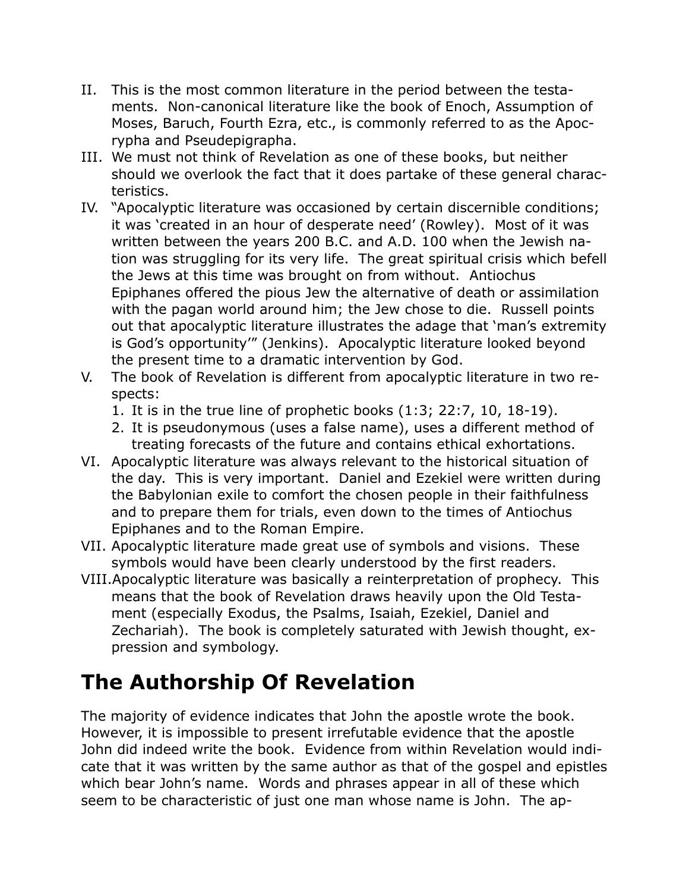II. This is the most common literature in the period between the testaments. Non-canonical literature like the book of Enoch, Assumption of Moses, Baruch, Fourth Ezra, etc., is commonly referred to as the Apocrypha and Pseudepigrapha.

III. We must not think of Revelation as one of these books, but neither should we overlook the fact that it does partake of these general characteristics.

IV. "Apocalyptic literature was occasioned by certain discernible conditions; it was 'created in an hour of desperate need' (Rowley). Most of it was written between the years 200 B.C. and A.D. 100 when the Jewish nation was struggling for its very life. The great spiritual crisis which befell the Jews at this time was brought on from without. Antiochus Epiphanes offered the pious Jew the alternative of death or assimilation with the pagan world around him; the Jew chose to die. Russell points out that apocalyptic literature illustrates the adage that 'man's extremity is God's opportunity'" (Jenkins). Apocalyptic literature looked beyond the present time to a dramatic intervention by God.

V. The book of Revelation is different from apocalyptic literature in two respects:
   1. It is in the true line of prophetic books (1:3; 22:7, 10, 18-19).
   2. It is pseudonymous (uses a false name), uses a different method of treating forecasts of the future and contains ethical exhortations.

VI. Apocalyptic literature was always relevant to the historical situation of the day. This is very important. Daniel and Ezekiel were written during the Babylonian exile to comfort the chosen people in their faithfulness and to prepare them for trials, even down to the times of Antiochus Epiphanes and to the Roman Empire.

VII. Apocalyptic literature made great use of symbols and visions. These symbols would have been clearly understood by the first readers.

VIII. Apocalyptic literature was basically a reinterpretation of prophecy. This means that the book of Revelation draws heavily upon the Old Testament (especially Exodus, the Psalms, Isaiah, Ezekiel, Daniel and Zechariah). The book is completely saturated with Jewish thought, expression and symbology.

# The Authorship Of Revelation

The majority of evidence indicates that John the apostle wrote the book. However, it is impossible to present irrefutable evidence that the apostle John did indeed write the book. Evidence from within Revelation would indicate that it was written by the same author as that of the gospel and epistles which bear John's name. Words and phrases appear in all of these which seem to be characteristic of just one man whose name is John. The ap-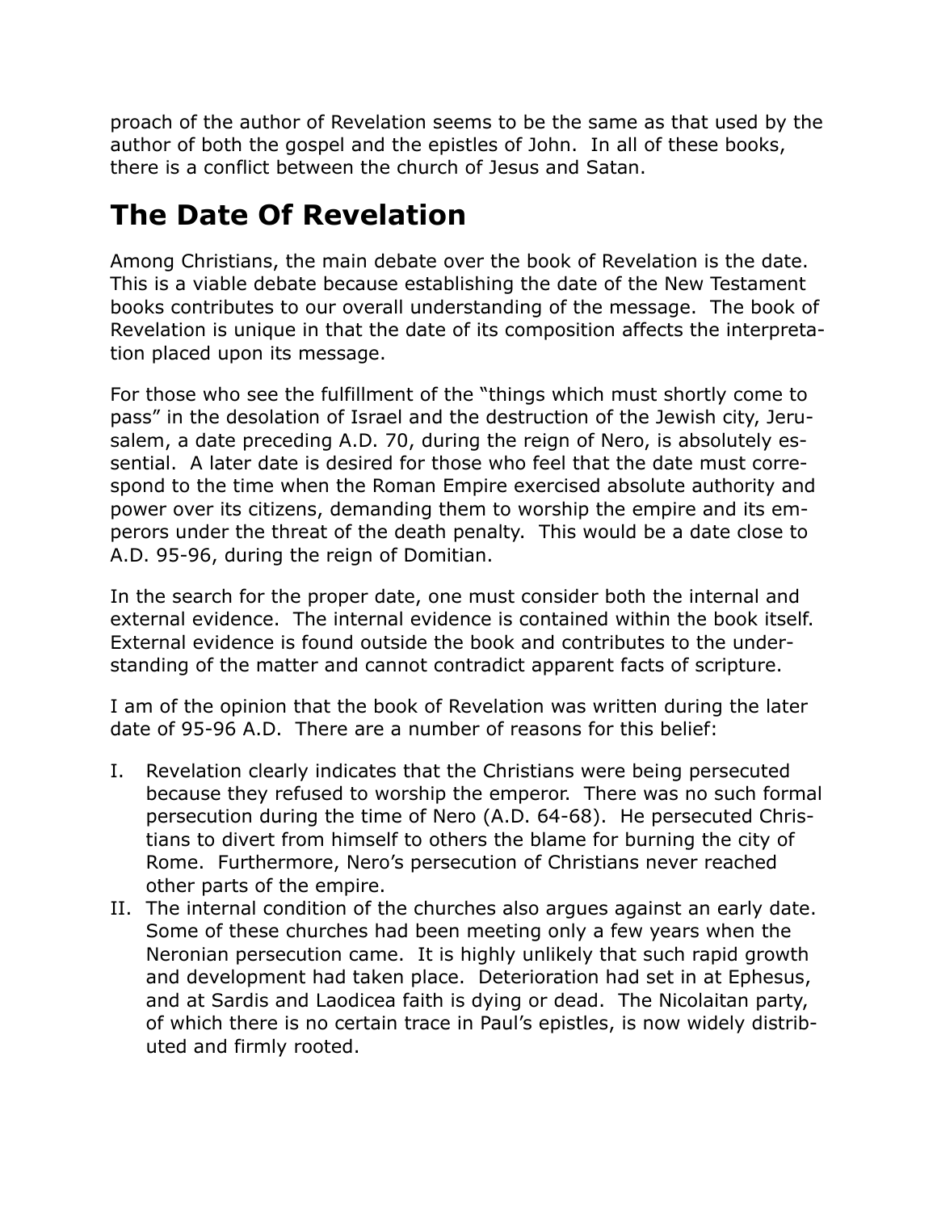proach of the author of Revelation seems to be the same as that used by the author of both the gospel and the epistles of John. In all of these books, there is a conflict between the church of Jesus and Satan.

## The Date Of Revelation

Among Christians, the main debate over the book of Revelation is the date. This is a viable debate because establishing the date of the New Testament books contributes to our overall understanding of the message. The book of Revelation is unique in that the date of its composition affects the interpretation placed upon its message.

For those who see the fulfillment of the "things which must shortly come to pass" in the desolation of Israel and the destruction of the Jewish city, Jerusalem, a date preceding A.D. 70, during the reign of Nero, is absolutely essential. A later date is desired for those who feel that the date must correspond to the time when the Roman Empire exercised absolute authority and power over its citizens, demanding them to worship the empire and its emperors under the threat of the death penalty. This would be a date close to A.D. 95-96, during the reign of Domitian.

In the search for the proper date, one must consider both the internal and external evidence. The internal evidence is contained within the book itself. External evidence is found outside the book and contributes to the understanding of the matter and cannot contradict apparent facts of scripture.

I am of the opinion that the book of Revelation was written during the later date of 95-96 A.D. There are a number of reasons for this belief:

I. Revelation clearly indicates that the Christians were being persecuted because they refused to worship the emperor. There was no such formal persecution during the time of Nero (A.D. 64-68). He persecuted Christians to divert from himself to others the blame for burning the city of Rome. Furthermore, Nero's persecution of Christians never reached other parts of the empire.
II. The internal condition of the churches also argues against an early date. Some of these churches had been meeting only a few years when the Neronian persecution came. It is highly unlikely that such rapid growth and development had taken place. Deterioration had set in at Ephesus, and at Sardis and Laodicea faith is dying or dead. The Nicolaitan party, of which there is no certain trace in Paul's epistles, is now widely distributed and firmly rooted.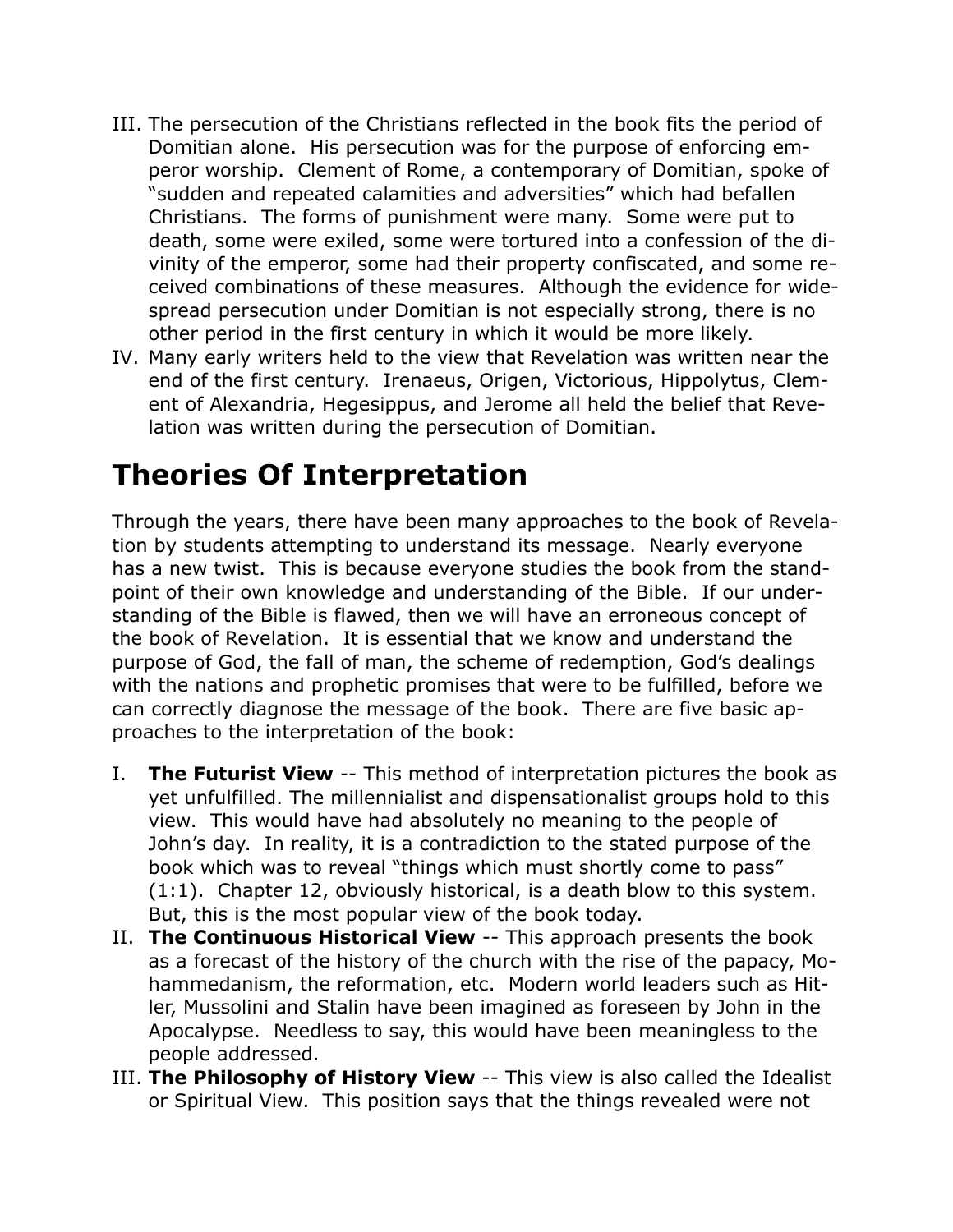III. The persecution of the Christians reflected in the book fits the period of Domitian alone. His persecution was for the purpose of enforcing emperor worship. Clement of Rome, a contemporary of Domitian, spoke of "sudden and repeated calamities and adversities" which had befallen Christians. The forms of punishment were many. Some were put to death, some were exiled, some were tortured into a confession of the divinity of the emperor, some had their property confiscated, and some received combinations of these measures. Although the evidence for widespread persecution under Domitian is not especially strong, there is no other period in the first century in which it would be more likely.
IV. Many early writers held to the view that Revelation was written near the end of the first century. Irenaeus, Origen, Victorious, Hippolytus, Clement of Alexandria, Hegesippus, and Jerome all held the belief that Revelation was written during the persecution of Domitian.

# Theories Of Interpretation

Through the years, there have been many approaches to the book of Revelation by students attempting to understand its message. Nearly everyone has a new twist. This is because everyone studies the book from the standpoint of their own knowledge and understanding of the Bible. If our understanding of the Bible is flawed, then we will have an erroneous concept of the book of Revelation. It is essential that we know and understand the purpose of God, the fall of man, the scheme of redemption, God's dealings with the nations and prophetic promises that were to be fulfilled, before we can correctly diagnose the message of the book. There are five basic approaches to the interpretation of the book:

I. **The Futurist View** -- This method of interpretation pictures the book as yet unfulfilled. The millennialist and dispensationalist groups hold to this view. This would have had absolutely no meaning to the people of John's day. In reality, it is a contradiction to the stated purpose of the book which was to reveal "things which must shortly come to pass" (1:1). Chapter 12, obviously historical, is a death blow to this system. But, this is the most popular view of the book today.
II. **The Continuous Historical View** -- This approach presents the book as a forecast of the history of the church with the rise of the papacy, Mohammedanism, the reformation, etc. Modern world leaders such as Hitler, Mussolini and Stalin have been imagined as foreseen by John in the Apocalypse. Needless to say, this would have been meaningless to the people addressed.
III. **The Philosophy of History View** -- This view is also called the Idealist or Spiritual View. This position says that the things revealed were not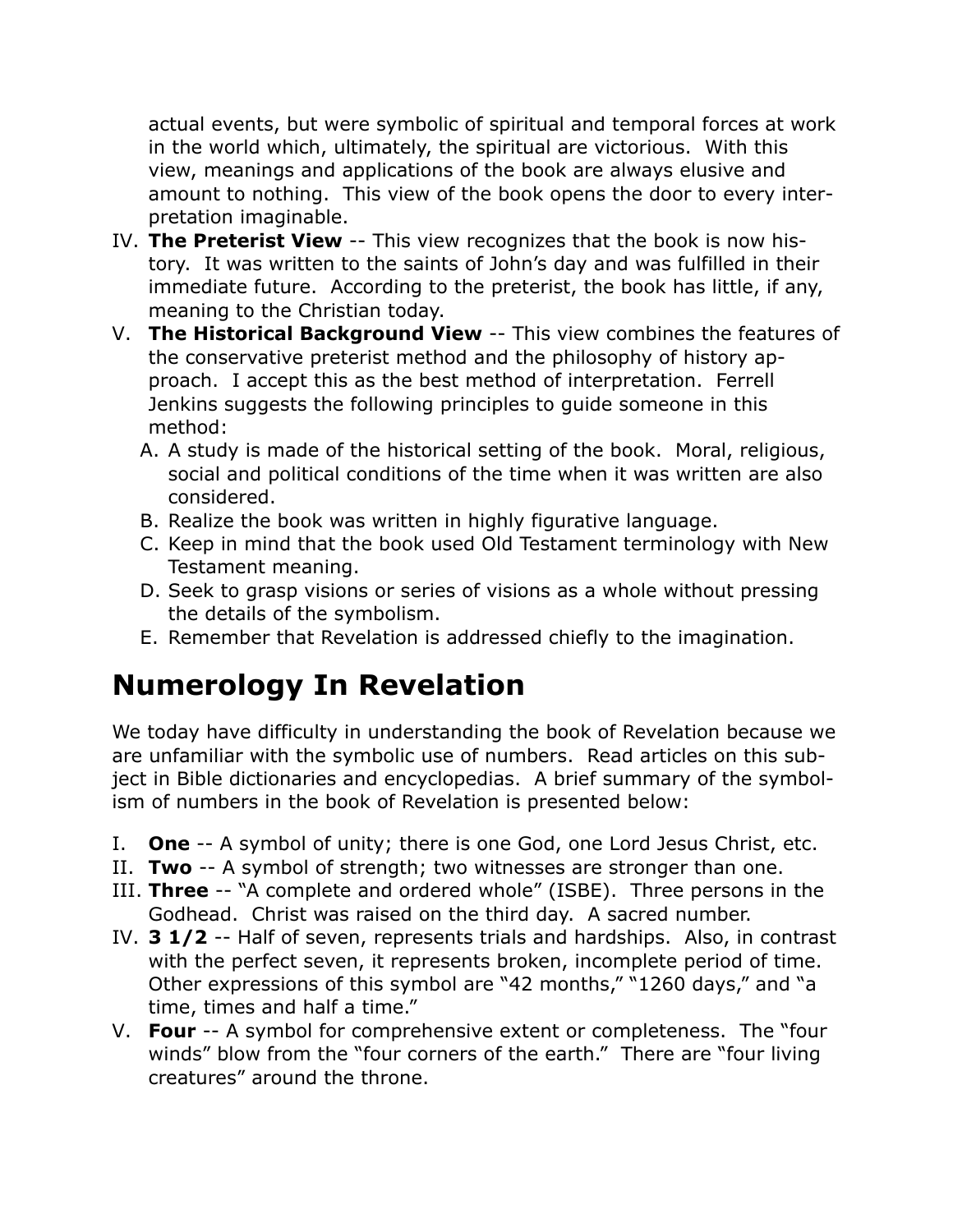actual events, but were symbolic of spiritual and temporal forces at work in the world which, ultimately, the spiritual are victorious. With this view, meanings and applications of the book are always elusive and amount to nothing. This view of the book opens the door to every interpretation imaginable.

IV. **The Preterist View** -- This view recognizes that the book is now history. It was written to the saints of John's day and was fulfilled in their immediate future. According to the preterist, the book has little, if any, meaning to the Christian today.

V. **The Historical Background View** -- This view combines the features of the conservative preterist method and the philosophy of history approach. I accept this as the best method of interpretation. Ferrell Jenkins suggests the following principles to guide someone in this method:
   - A. A study is made of the historical setting of the book. Moral, religious, social and political conditions of the time when it was written are also considered.
   - B. Realize the book was written in highly figurative language.
   - C. Keep in mind that the book used Old Testament terminology with New Testament meaning.
   - D. Seek to grasp visions or series of visions as a whole without pressing the details of the symbolism.
   - E. Remember that Revelation is addressed chiefly to the imagination.

# Numerology In Revelation

We today have difficulty in understanding the book of Revelation because we are unfamiliar with the symbolic use of numbers. Read articles on this subject in Bible dictionaries and encyclopedias. A brief summary of the symbolism of numbers in the book of Revelation is presented below:

I. **One** -- A symbol of unity; there is one God, one Lord Jesus Christ, etc.

II. **Two** -- A symbol of strength; two witnesses are stronger than one.

III. **Three** -- "A complete and ordered whole" (ISBE). Three persons in the Godhead. Christ was raised on the third day. A sacred number.

IV. **3 1/2** -- Half of seven, represents trials and hardships. Also, in contrast with the perfect seven, it represents broken, incomplete period of time. Other expressions of this symbol are "42 months," "1260 days," and "a time, times and half a time."

V. **Four** -- A symbol for comprehensive extent or completeness. The "four winds" blow from the "four corners of the earth." There are "four living creatures" around the throne.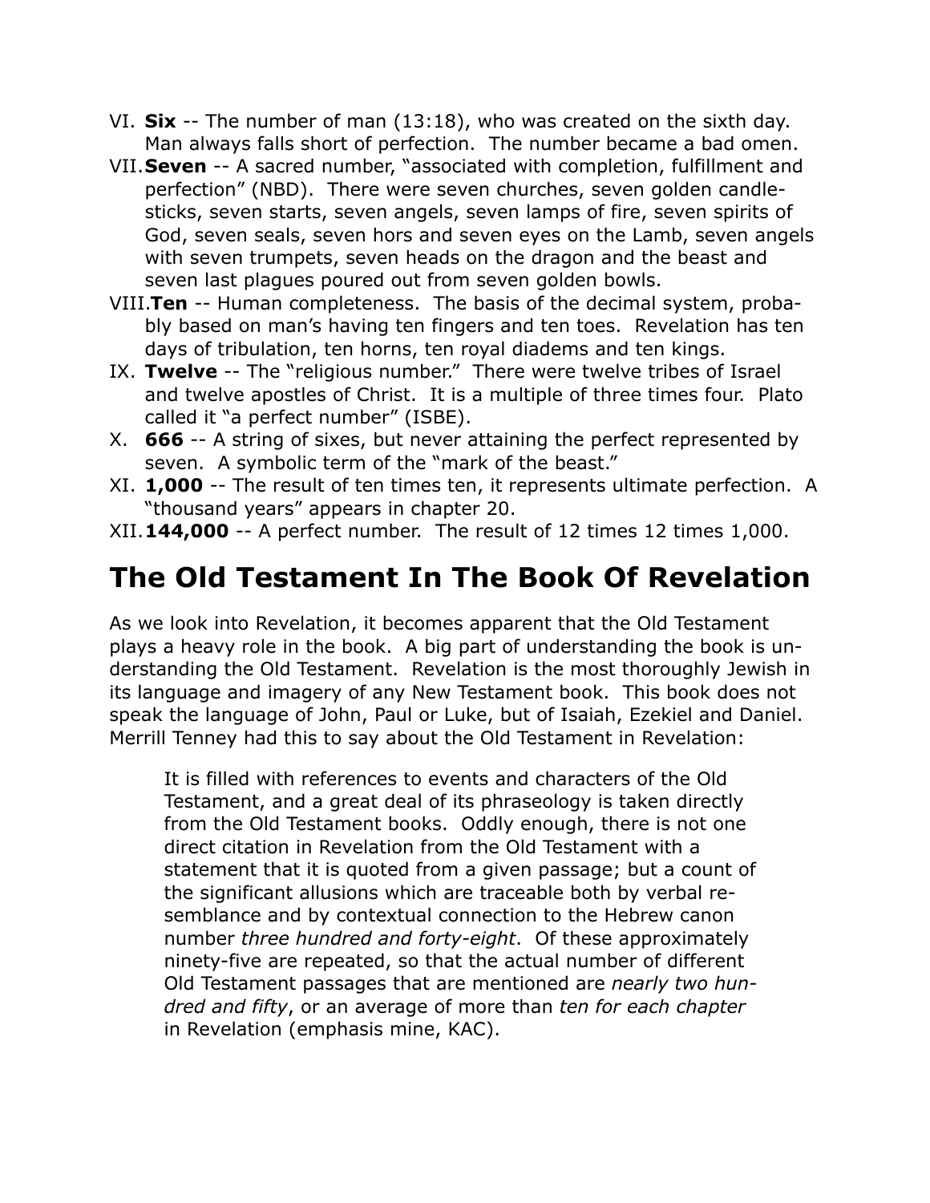VI. **Six** -- The number of man (13:18), who was created on the sixth day. Man always falls short of perfection. The number became a bad omen.

VII. **Seven** -- A sacred number, "associated with completion, fulfillment and perfection" (NBD). There were seven churches, seven golden candlesticks, seven starts, seven angels, seven lamps of fire, seven spirits of God, seven seals, seven hors and seven eyes on the Lamb, seven angels with seven trumpets, seven heads on the dragon and the beast and seven last plagues poured out from seven golden bowls.

VIII. **Ten** -- Human completeness. The basis of the decimal system, probably based on man's having ten fingers and ten toes. Revelation has ten days of tribulation, ten horns, ten royal diadems and ten kings.

IX. **Twelve** -- The "religious number." There were twelve tribes of Israel and twelve apostles of Christ. It is a multiple of three times four. Plato called it "a perfect number" (ISBE).

X. **666** -- A string of sixes, but never attaining the perfect represented by seven. A symbolic term of the "mark of the beast."

XI. **1,000** -- The result of ten times ten, it represents ultimate perfection. A "thousand years" appears in chapter 20.

XII. **144,000** -- A perfect number. The result of 12 times 12 times 1,000.

# The Old Testament In The Book Of Revelation

As we look into Revelation, it becomes apparent that the Old Testament plays a heavy role in the book. A big part of understanding the book is understanding the Old Testament. Revelation is the most thoroughly Jewish in its language and imagery of any New Testament book. This book does not speak the language of John, Paul or Luke, but of Isaiah, Ezekiel and Daniel. Merrill Tenney had this to say about the Old Testament in Revelation:

> It is filled with references to events and characters of the Old Testament, and a great deal of its phraseology is taken directly from the Old Testament books. Oddly enough, there is not one direct citation in Revelation from the Old Testament with a statement that it is quoted from a given passage; but a count of the significant allusions which are traceable both by verbal resemblance and by contextual connection to the Hebrew canon number *three hundred and forty-eight*. Of these approximately ninety-five are repeated, so that the actual number of different Old Testament passages that are mentioned are *nearly two hundred and fifty*, or an average of more than *ten for each chapter* in Revelation (emphasis mine, KAC).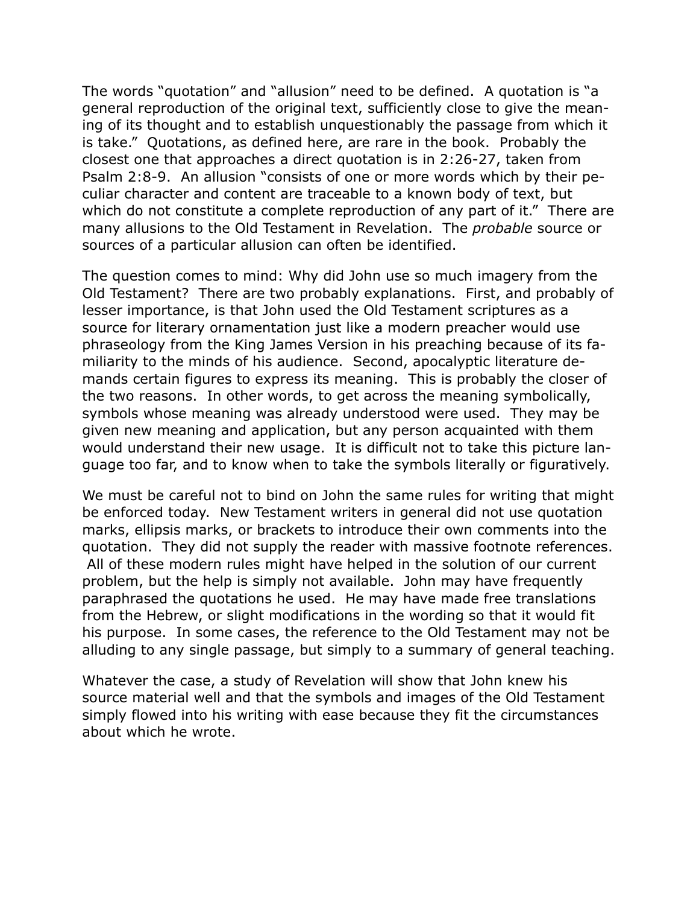The words "quotation" and "allusion" need to be defined. A quotation is "a general reproduction of the original text, sufficiently close to give the meaning of its thought and to establish unquestionably the passage from which it is take." Quotations, as defined here, are rare in the book. Probably the closest one that approaches a direct quotation is in 2:26-27, taken from Psalm 2:8-9. An allusion "consists of one or more words which by their peculiar character and content are traceable to a known body of text, but which do not constitute a complete reproduction of any part of it." There are many allusions to the Old Testament in Revelation. The *probable* source or sources of a particular allusion can often be identified.

The question comes to mind: Why did John use so much imagery from the Old Testament? There are two probably explanations. First, and probably of lesser importance, is that John used the Old Testament scriptures as a source for literary ornamentation just like a modern preacher would use phraseology from the King James Version in his preaching because of its familiarity to the minds of his audience. Second, apocalyptic literature demands certain figures to express its meaning. This is probably the closer of the two reasons. In other words, to get across the meaning symbolically, symbols whose meaning was already understood were used. They may be given new meaning and application, but any person acquainted with them would understand their new usage. It is difficult not to take this picture language too far, and to know when to take the symbols literally or figuratively.

We must be careful not to bind on John the same rules for writing that might be enforced today. New Testament writers in general did not use quotation marks, ellipsis marks, or brackets to introduce their own comments into the quotation. They did not supply the reader with massive footnote references. All of these modern rules might have helped in the solution of our current problem, but the help is simply not available. John may have frequently paraphrased the quotations he used. He may have made free translations from the Hebrew, or slight modifications in the wording so that it would fit his purpose. In some cases, the reference to the Old Testament may not be alluding to any single passage, but simply to a summary of general teaching.

Whatever the case, a study of Revelation will show that John knew his source material well and that the symbols and images of the Old Testament simply flowed into his writing with ease because they fit the circumstances about which he wrote.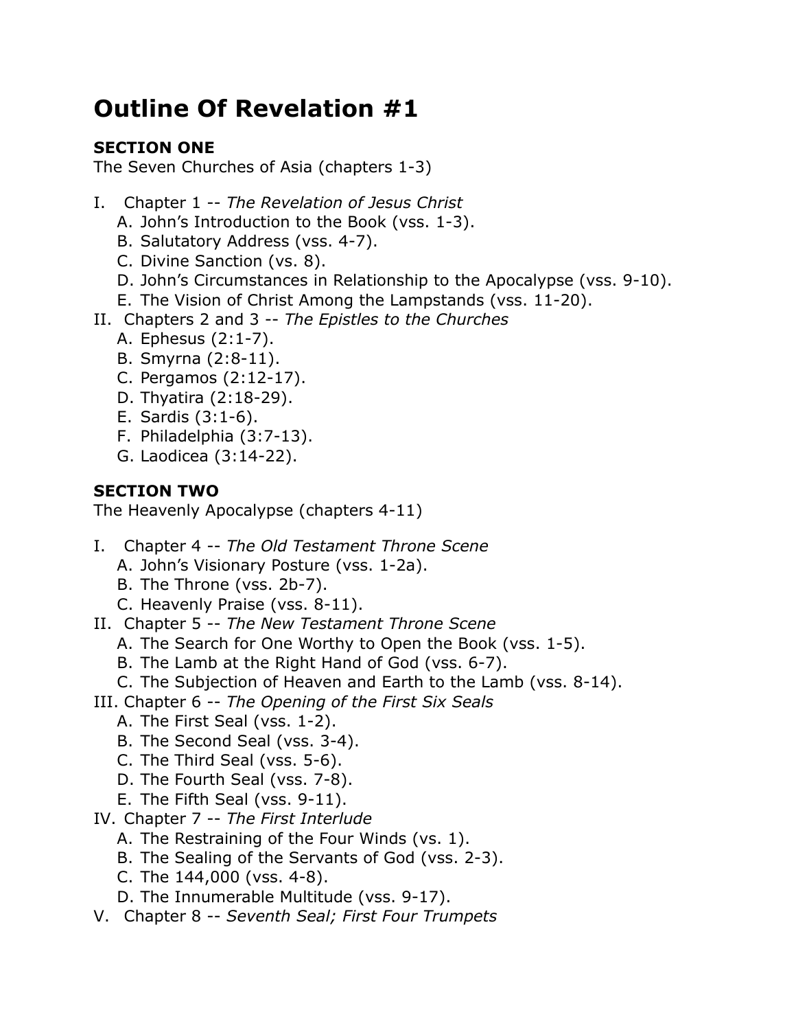# Outline Of Revelation #1

**SECTION ONE**
The Seven Churches of Asia (chapters 1-3)

I. Chapter 1 -- *The Revelation of Jesus Christ*
   A. John's Introduction to the Book (vss. 1-3).
   B. Salutatory Address (vss. 4-7).
   C. Divine Sanction (vs. 8).
   D. John's Circumstances in Relationship to the Apocalypse (vss. 9-10).
   E. The Vision of Christ Among the Lampstands (vss. 11-20).

II. Chapters 2 and 3 -- *The Epistles to the Churches*
   A. Ephesus (2:1-7).
   B. Smyrna (2:8-11).
   C. Pergamos (2:12-17).
   D. Thyatira (2:18-29).
   E. Sardis (3:1-6).
   F. Philadelphia (3:7-13).
   G. Laodicea (3:14-22).

**SECTION TWO**
The Heavenly Apocalypse (chapters 4-11)

I. Chapter 4 -- *The Old Testament Throne Scene*
   A. John's Visionary Posture (vss. 1-2a).
   B. The Throne (vss. 2b-7).
   C. Heavenly Praise (vss. 8-11).

II. Chapter 5 -- *The New Testament Throne Scene*
   A. The Search for One Worthy to Open the Book (vss. 1-5).
   B. The Lamb at the Right Hand of God (vss. 6-7).
   C. The Subjection of Heaven and Earth to the Lamb (vss. 8-14).

III. Chapter 6 -- *The Opening of the First Six Seals*
   A. The First Seal (vss. 1-2).
   B. The Second Seal (vss. 3-4).
   C. The Third Seal (vss. 5-6).
   D. The Fourth Seal (vss. 7-8).
   E. The Fifth Seal (vss. 9-11).

IV. Chapter 7 -- *The First Interlude*
   A. The Restraining of the Four Winds (vs. 1).
   B. The Sealing of the Servants of God (vss. 2-3).
   C. The 144,000 (vss. 4-8).
   D. The Innumerable Multitude (vss. 9-17).

V. Chapter 8 -- *Seventh Seal; First Four Trumpets*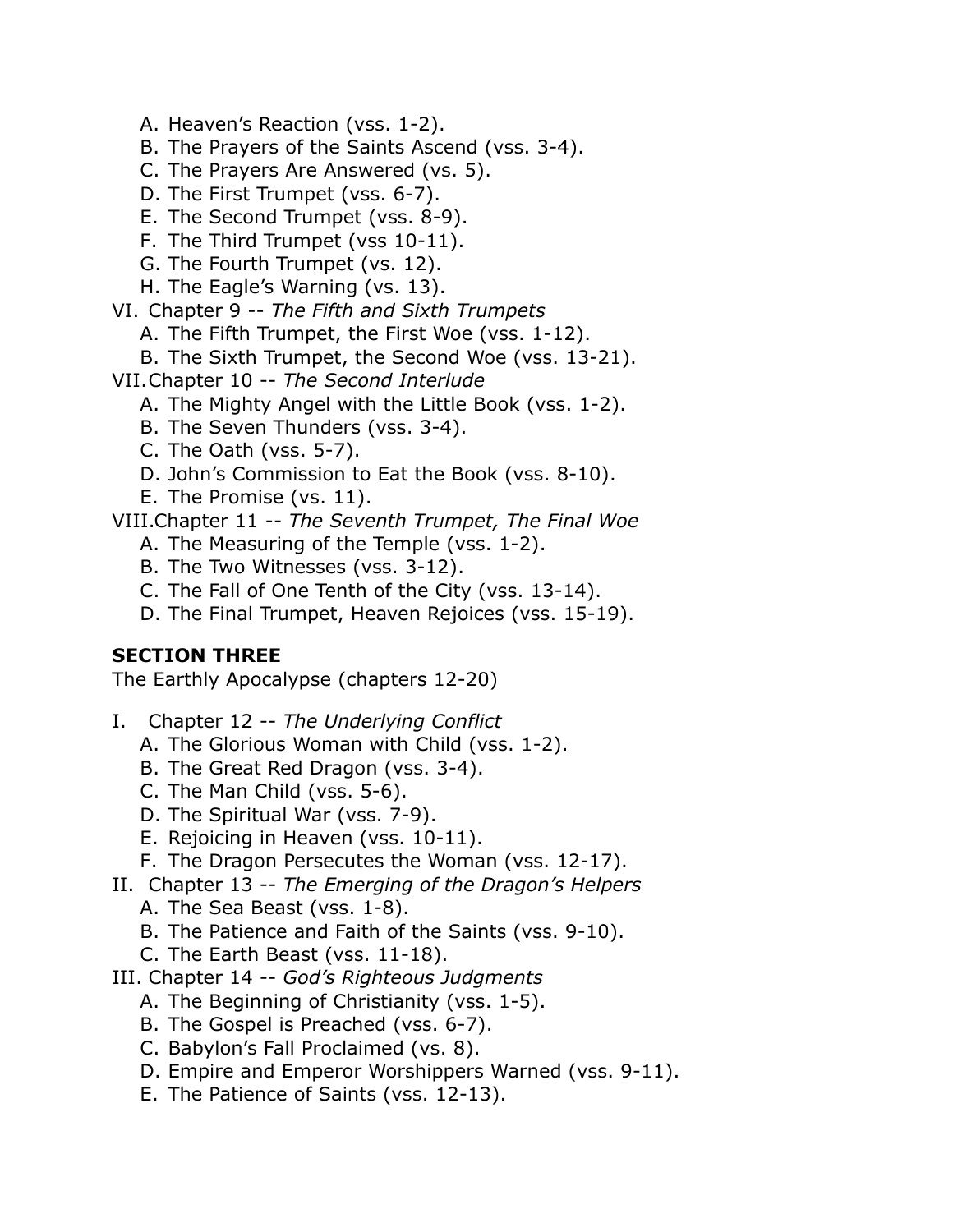A. Heaven's Reaction (vss. 1-2).
   B. The Prayers of the Saints Ascend (vss. 3-4).
   C. The Prayers Are Answered (vs. 5).
   D. The First Trumpet (vss. 6-7).
   E. The Second Trumpet (vss. 8-9).
   F. The Third Trumpet (vss 10-11).
   G. The Fourth Trumpet (vs. 12).
   H. The Eagle's Warning (vs. 13).

VI. Chapter 9 -- *The Fifth and Sixth Trumpets*
   A. The Fifth Trumpet, the First Woe (vss. 1-12).
   B. The Sixth Trumpet, the Second Woe (vss. 13-21).

VII. Chapter 10 -- *The Second Interlude*
   A. The Mighty Angel with the Little Book (vss. 1-2).
   B. The Seven Thunders (vss. 3-4).
   C. The Oath (vss. 5-7).
   D. John's Commission to Eat the Book (vss. 8-10).
   E. The Promise (vs. 11).

VIII. Chapter 11 -- *The Seventh Trumpet, The Final Woe*
   A. The Measuring of the Temple (vss. 1-2).
   B. The Two Witnesses (vss. 3-12).
   C. The Fall of One Tenth of the City (vss. 13-14).
   D. The Final Trumpet, Heaven Rejoices (vss. 15-19).

**SECTION THREE**

The Earthly Apocalypse (chapters 12-20)

I. Chapter 12 -- *The Underlying Conflict*
   A. The Glorious Woman with Child (vss. 1-2).
   B. The Great Red Dragon (vss. 3-4).
   C. The Man Child (vss. 5-6).
   D. The Spiritual War (vss. 7-9).
   E. Rejoicing in Heaven (vss. 10-11).
   F. The Dragon Persecutes the Woman (vss. 12-17).

II. Chapter 13 -- *The Emerging of the Dragon's Helpers*
   A. The Sea Beast (vss. 1-8).
   B. The Patience and Faith of the Saints (vss. 9-10).
   C. The Earth Beast (vss. 11-18).

III. Chapter 14 -- *God's Righteous Judgments*
   A. The Beginning of Christianity (vss. 1-5).
   B. The Gospel is Preached (vss. 6-7).
   C. Babylon's Fall Proclaimed (vs. 8).
   D. Empire and Emperor Worshippers Warned (vss. 9-11).
   E. The Patience of Saints (vss. 12-13).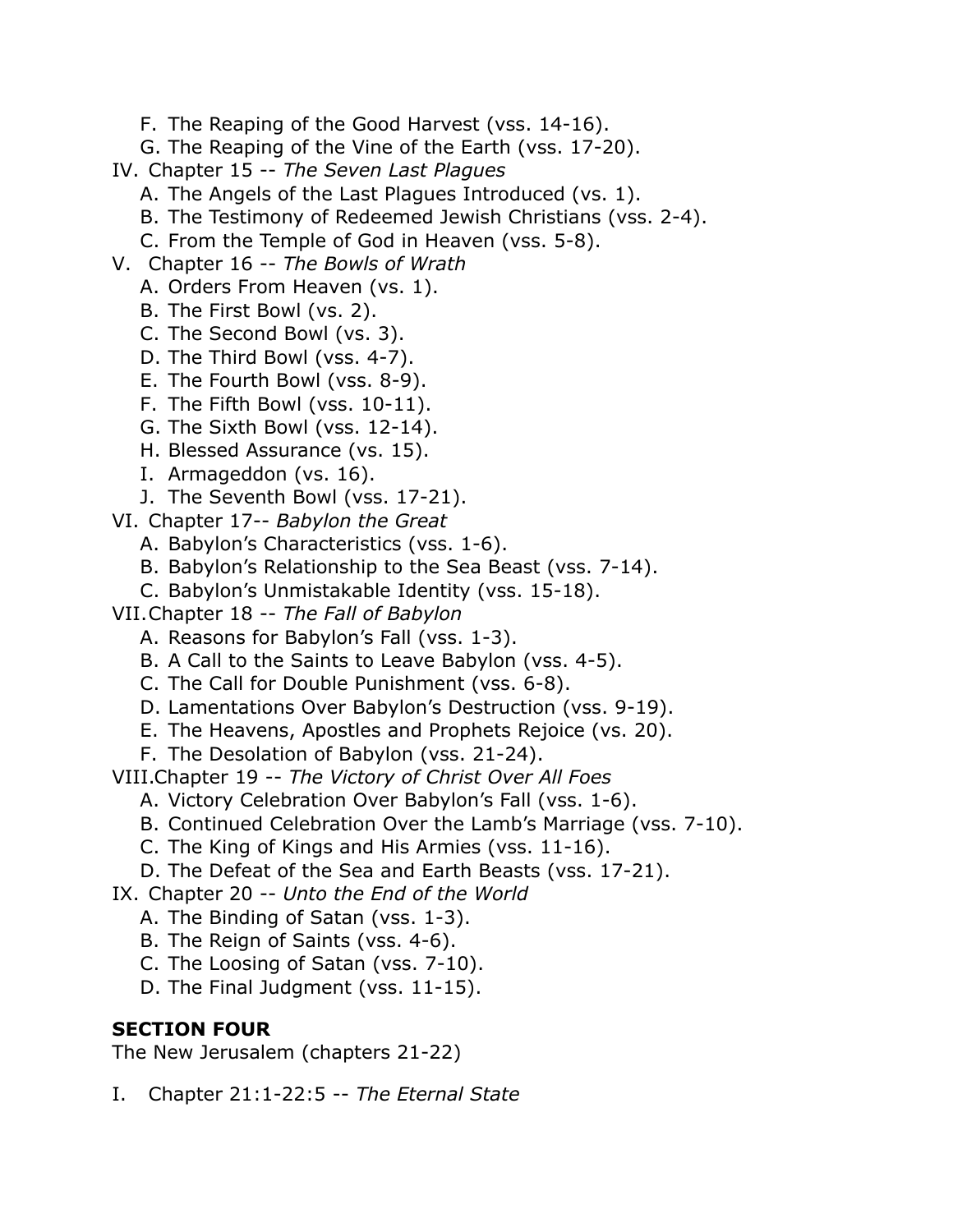F. The Reaping of the Good Harvest (vss. 14-16).
   G. The Reaping of the Vine of the Earth (vss. 17-20).

IV. Chapter 15 -- *The Seven Last Plagues*
   A. The Angels of the Last Plagues Introduced (vs. 1).
   B. The Testimony of Redeemed Jewish Christians (vss. 2-4).
   C. From the Temple of God in Heaven (vss. 5-8).

V. Chapter 16 -- *The Bowls of Wrath*
   A. Orders From Heaven (vs. 1).
   B. The First Bowl (vs. 2).
   C. The Second Bowl (vs. 3).
   D. The Third Bowl (vss. 4-7).
   E. The Fourth Bowl (vss. 8-9).
   F. The Fifth Bowl (vss. 10-11).
   G. The Sixth Bowl (vss. 12-14).
   H. Blessed Assurance (vs. 15).
   I. Armageddon (vs. 16).
   J. The Seventh Bowl (vss. 17-21).

VI. Chapter 17-- *Babylon the Great*
   A. Babylon's Characteristics (vss. 1-6).
   B. Babylon's Relationship to the Sea Beast (vss. 7-14).
   C. Babylon's Unmistakable Identity (vss. 15-18).

VII. Chapter 18 -- *The Fall of Babylon*
   A. Reasons for Babylon's Fall (vss. 1-3).
   B. A Call to the Saints to Leave Babylon (vss. 4-5).
   C. The Call for Double Punishment (vss. 6-8).
   D. Lamentations Over Babylon's Destruction (vss. 9-19).
   E. The Heavens, Apostles and Prophets Rejoice (vs. 20).
   F. The Desolation of Babylon (vss. 21-24).

VIII. Chapter 19 -- *The Victory of Christ Over All Foes*
   A. Victory Celebration Over Babylon's Fall (vss. 1-6).
   B. Continued Celebration Over the Lamb's Marriage (vss. 7-10).
   C. The King of Kings and His Armies (vss. 11-16).
   D. The Defeat of the Sea and Earth Beasts (vss. 17-21).

IX. Chapter 20 -- *Unto the End of the World*
   A. The Binding of Satan (vss. 1-3).
   B. The Reign of Saints (vss. 4-6).
   C. The Loosing of Satan (vss. 7-10).
   D. The Final Judgment (vss. 11-15).

**SECTION FOUR**

The New Jerusalem (chapters 21-22)

I. Chapter 21:1-22:5 -- *The Eternal State*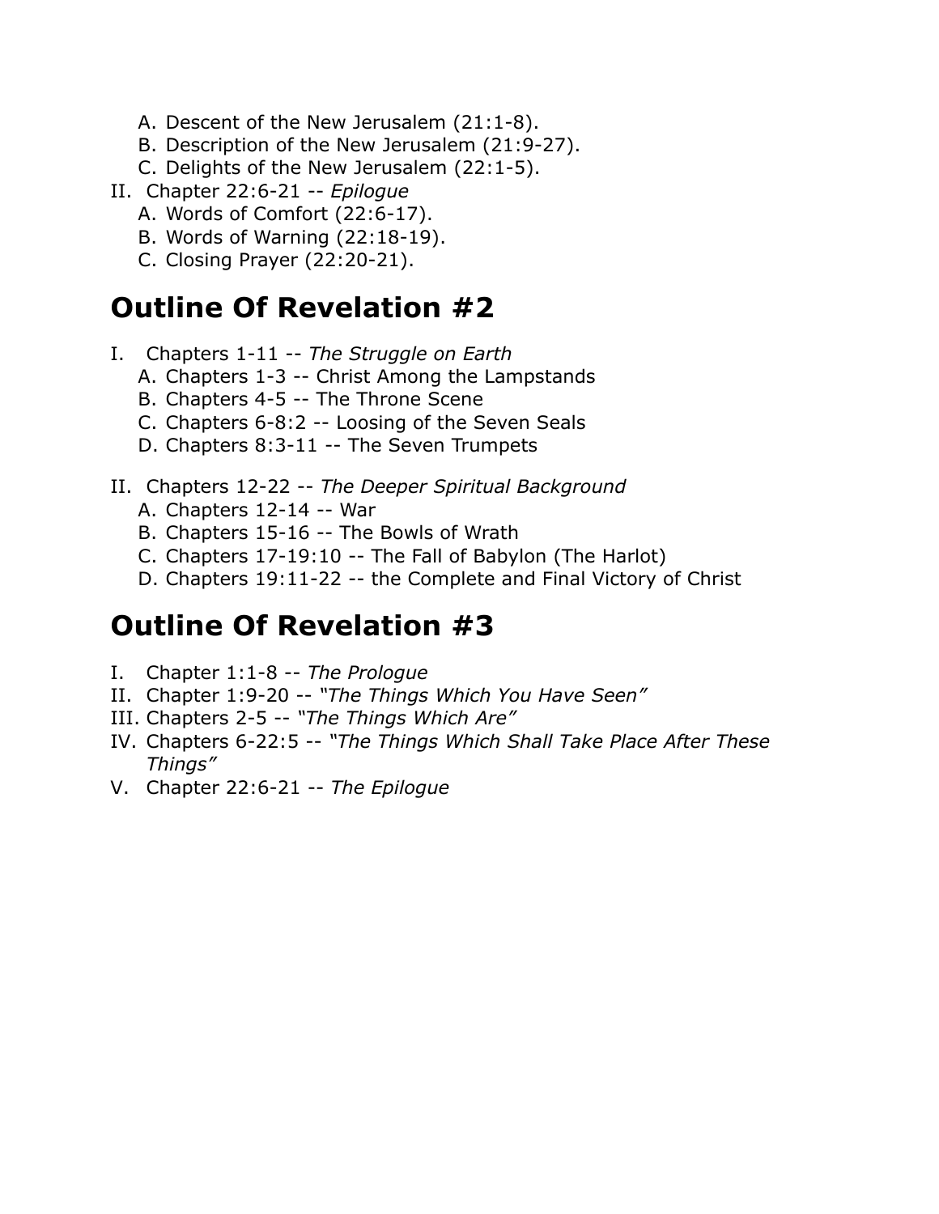A. Descent of the New Jerusalem (21:1-8).
B. Description of the New Jerusalem (21:9-27).
C. Delights of the New Jerusalem (22:1-5).

II. Chapter 22:6-21 -- *Epilogue*
A. Words of Comfort (22:6-17).
B. Words of Warning (22:18-19).
C. Closing Prayer (22:20-21).

## Outline Of Revelation #2

I. Chapters 1-11 -- *The Struggle on Earth*
A. Chapters 1-3 -- Christ Among the Lampstands
B. Chapters 4-5 -- The Throne Scene
C. Chapters 6-8:2 -- Loosing of the Seven Seals
D. Chapters 8:3-11 -- The Seven Trumpets

II. Chapters 12-22 -- *The Deeper Spiritual Background*
A. Chapters 12-14 -- War
B. Chapters 15-16 -- The Bowls of Wrath
C. Chapters 17-19:10 -- The Fall of Babylon (The Harlot)
D. Chapters 19:11-22 -- the Complete and Final Victory of Christ

## Outline Of Revelation #3

I. Chapter 1:1-8 -- *The Prologue*
II. Chapter 1:9-20 -- *"The Things Which You Have Seen"*
III. Chapters 2-5 -- *"The Things Which Are"*
IV. Chapters 6-22:5 -- *"The Things Which Shall Take Place After These Things"*
V. Chapter 22:6-21 -- *The Epilogue*